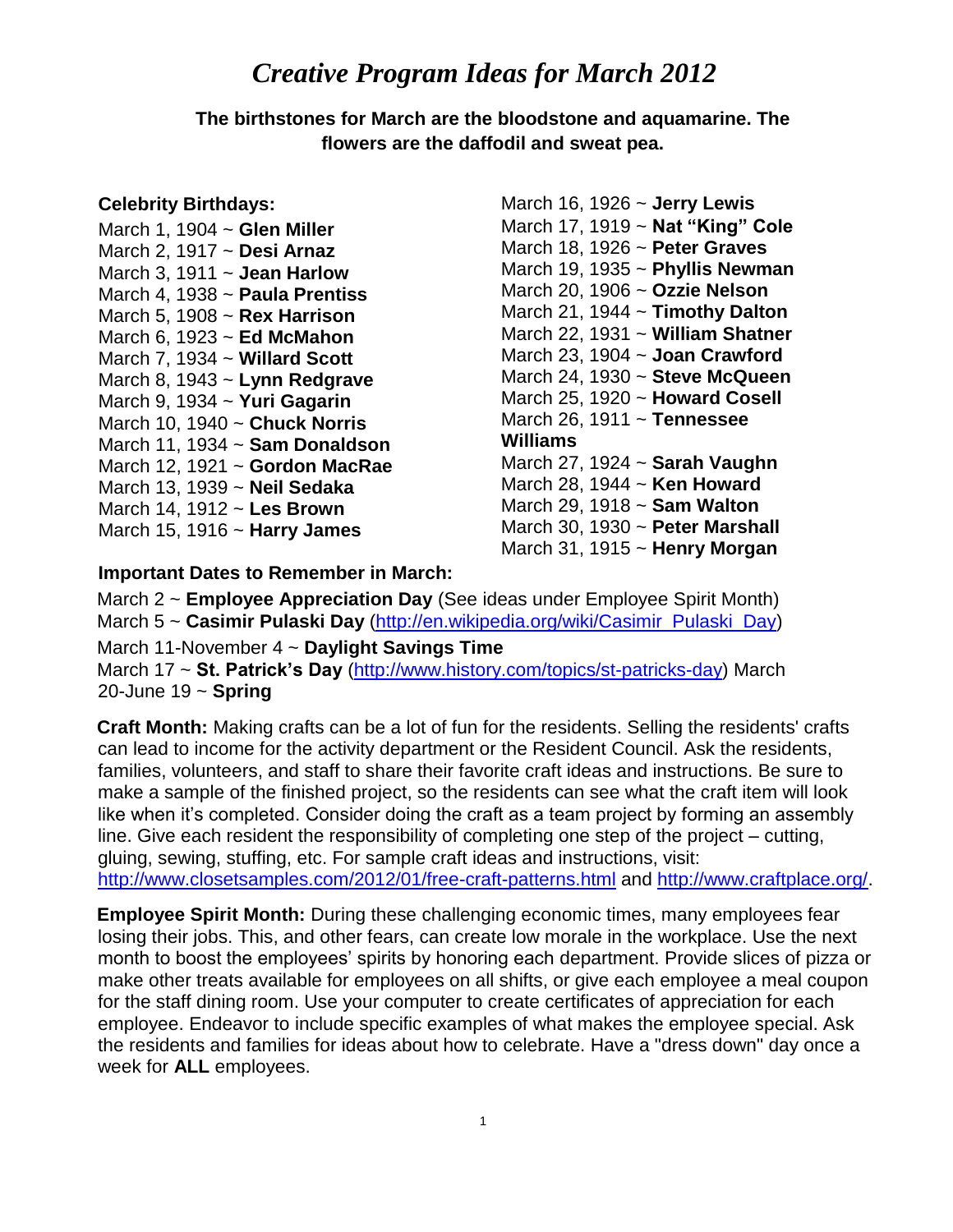# *Creative Program Ideas for March 2012*

**The birthstones for March are the bloodstone and aquamarine. The flowers are the daffodil and sweat pea.**

**Celebrity Birthdays:**

March 1, 1904 ~ **Glen Miller**
March 2, 1917 ~ **Desi Arnaz**
March 3, 1911 ~ **Jean Harlow**
March 4, 1938 ~ **Paula Prentiss**
March 5, 1908 ~ **Rex Harrison**
March 6, 1923 ~ **Ed McMahon**
March 7, 1934 ~ **Willard Scott**
March 8, 1943 ~ **Lynn Redgrave**
March 9, 1934 ~ **Yuri Gagarin**
March 10, 1940 ~ **Chuck Norris**
March 11, 1934 ~ **Sam Donaldson**
March 12, 1921 ~ **Gordon MacRae**
March 13, 1939 ~ **Neil Sedaka**
March 14, 1912 ~ **Les Brown**
March 15, 1916 ~ **Harry James**
March 16, 1926 ~ **Jerry Lewis**
March 17, 1919 ~ **Nat "King" Cole**
March 18, 1926 ~ **Peter Graves**
March 19, 1935 ~ **Phyllis Newman**
March 20, 1906 ~ **Ozzie Nelson**
March 21, 1944 ~ **Timothy Dalton**
March 22, 1931 ~ **William Shatner**
March 23, 1904 ~ **Joan Crawford**
March 24, 1930 ~ **Steve McQueen**
March 25, 1920 ~ **Howard Cosell**
March 26, 1911 ~ **Tennessee Williams**
March 27, 1924 ~ **Sarah Vaughn**
March 28, 1944 ~ **Ken Howard**
March 29, 1918 ~ **Sam Walton**
March 30, 1930 ~ **Peter Marshall**
March 31, 1915 ~ **Henry Morgan**

**Important Dates to Remember in March:**

March 2 ~ **Employee Appreciation Day** (See ideas under Employee Spirit Month)
March 5 ~ **Casimir Pulaski Day** (http://en.wikipedia.org/wiki/Casimir_Pulaski_Day)
March 11-November 4 ~ **Daylight Savings Time**
March 17 ~ **St. Patrick's Day** (http://www.history.com/topics/st-patricks-day)
March 20-June 19 ~ **Spring**

**Craft Month:** Making crafts can be a lot of fun for the residents. Selling the residents' crafts can lead to income for the activity department or the Resident Council. Ask the residents, families, volunteers, and staff to share their favorite craft ideas and instructions. Be sure to make a sample of the finished project, so the residents can see what the craft item will look like when it's completed. Consider doing the craft as a team project by forming an assembly line. Give each resident the responsibility of completing one step of the project – cutting, gluing, sewing, stuffing, etc. For sample craft ideas and instructions, visit: http://www.closetsamples.com/2012/01/free-craft-patterns.html and http://www.craftplace.org/.

**Employee Spirit Month:** During these challenging economic times, many employees fear losing their jobs. This, and other fears, can create low morale in the workplace. Use the next month to boost the employees' spirits by honoring each department. Provide slices of pizza or make other treats available for employees on all shifts, or give each employee a meal coupon for the staff dining room. Use your computer to create certificates of appreciation for each employee. Endeavor to include specific examples of what makes the employee special. Ask the residents and families for ideas about how to celebrate. Have a "dress down" day once a week for **ALL** employees.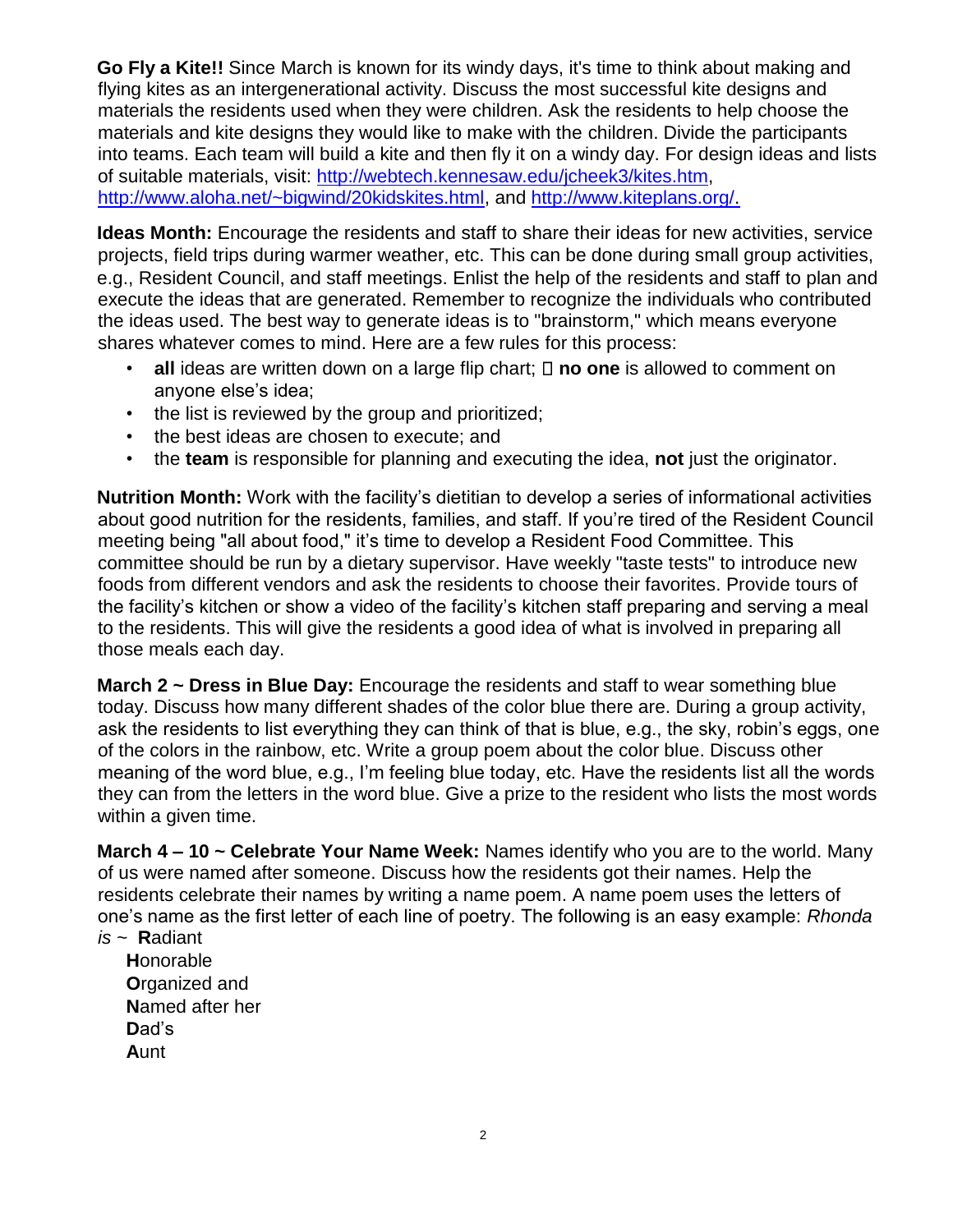**Go Fly a Kite!!** Since March is known for its windy days, it's time to think about making and flying kites as an intergenerational activity. Discuss the most successful kite designs and materials the residents used when they were children. Ask the residents to help choose the materials and kite designs they would like to make with the children. Divide the participants into teams. Each team will build a kite and then fly it on a windy day. For design ideas and lists of suitable materials, visit: [http://webtech.kennesaw.edu/jcheek3/kites.htm](http://webtech.kennesaw.edu/jcheek3/kites.htm), [http://www.aloha.net/~bigwind/20kidskites.html](http://www.aloha.net/~bigwind/20kidskites.html), and [http://www.kiteplans.org/.](http://www.kiteplans.org/)

**Ideas Month:** Encourage the residents and staff to share their ideas for new activities, service projects, field trips during warmer weather, etc. This can be done during small group activities, e.g., Resident Council, and staff meetings. Enlist the help of the residents and staff to plan and execute the ideas that are generated. Remember to recognize the individuals who contributed the ideas used. The best way to generate ideas is to "brainstorm," which means everyone shares whatever comes to mind. Here are a few rules for this process:

- **all** ideas are written down on a large flip chart;  **no one** is allowed to comment on anyone else's idea;
- the list is reviewed by the group and prioritized;
- the best ideas are chosen to execute; and
- the **team** is responsible for planning and executing the idea, **not** just the originator.

**Nutrition Month:** Work with the facility's dietitian to develop a series of informational activities about good nutrition for the residents, families, and staff. If you're tired of the Resident Council meeting being "all about food," it's time to develop a Resident Food Committee. This committee should be run by a dietary supervisor. Have weekly "taste tests" to introduce new foods from different vendors and ask the residents to choose their favorites. Provide tours of the facility's kitchen or show a video of the facility's kitchen staff preparing and serving a meal to the residents. This will give the residents a good idea of what is involved in preparing all those meals each day.

**March 2 ~ Dress in Blue Day:** Encourage the residents and staff to wear something blue today. Discuss how many different shades of the color blue there are. During a group activity, ask the residents to list everything they can think of that is blue, e.g., the sky, robin's eggs, one of the colors in the rainbow, etc. Write a group poem about the color blue. Discuss other meaning of the word blue, e.g., I'm feeling blue today, etc. Have the residents list all the words they can from the letters in the word blue. Give a prize to the resident who lists the most words within a given time.

**March 4 – 10 ~ Celebrate Your Name Week:** Names identify who you are to the world. Many of us were named after someone. Discuss how the residents got their names. Help the residents celebrate their names by writing a name poem. A name poem uses the letters of one's name as the first letter of each line of poetry. The following is an easy example: *Rhonda is ~* **R**adiant

**H**onorable
**O**rganized and
**N**amed after her
**D**ad's
**A**unt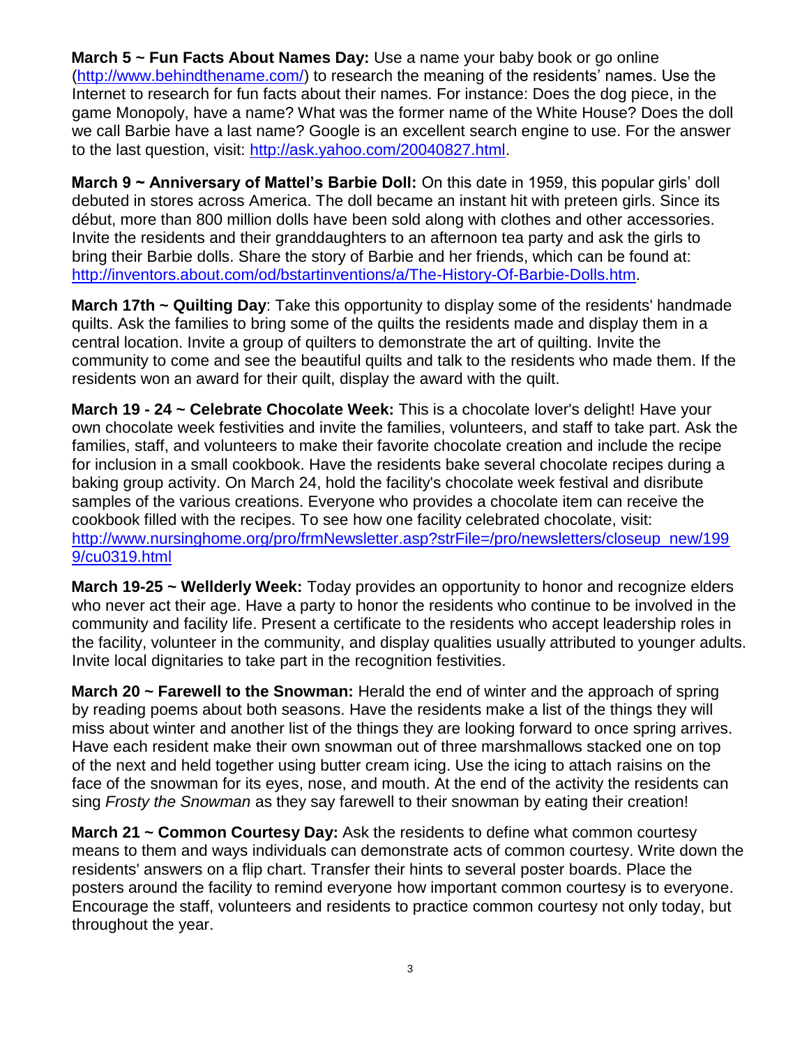**March 5 ~ Fun Facts About Names Day:** Use a name your baby book or go online (http://www.behindthename.com/) to research the meaning of the residents' names. Use the Internet to research for fun facts about their names. For instance: Does the dog piece, in the game Monopoly, have a name? What was the former name of the White House? Does the doll we call Barbie have a last name? Google is an excellent search engine to use. For the answer to the last question, visit: http://ask.yahoo.com/20040827.html.

**March 9 ~ Anniversary of Mattel's Barbie Doll:** On this date in 1959, this popular girls' doll debuted in stores across America. The doll became an instant hit with preteen girls. Since its début, more than 800 million dolls have been sold along with clothes and other accessories. Invite the residents and their granddaughters to an afternoon tea party and ask the girls to bring their Barbie dolls. Share the story of Barbie and her friends, which can be found at: http://inventors.about.com/od/bstartinventions/a/The-History-Of-Barbie-Dolls.htm.

**March 17th ~ Quilting Day**: Take this opportunity to display some of the residents' handmade quilts. Ask the families to bring some of the quilts the residents made and display them in a central location. Invite a group of quilters to demonstrate the art of quilting. Invite the community to come and see the beautiful quilts and talk to the residents who made them. If the residents won an award for their quilt, display the award with the quilt.

**March 19 - 24 ~ Celebrate Chocolate Week:** This is a chocolate lover's delight! Have your own chocolate week festivities and invite the families, volunteers, and staff to take part. Ask the families, staff, and volunteers to make their favorite chocolate creation and include the recipe for inclusion in a small cookbook. Have the residents bake several chocolate recipes during a baking group activity. On March 24, hold the facility's chocolate week festival and disribute samples of the various creations. Everyone who provides a chocolate item can receive the cookbook filled with the recipes. To see how one facility celebrated chocolate, visit: http://www.nursinghome.org/pro/frmNewsletter.asp?strFile=/pro/newsletters/closeup_new/1999/cu0319.html

**March 19-25 ~ Wellderly Week:** Today provides an opportunity to honor and recognize elders who never act their age. Have a party to honor the residents who continue to be involved in the community and facility life. Present a certificate to the residents who accept leadership roles in the facility, volunteer in the community, and display qualities usually attributed to younger adults. Invite local dignitaries to take part in the recognition festivities.

**March 20 ~ Farewell to the Snowman:** Herald the end of winter and the approach of spring by reading poems about both seasons. Have the residents make a list of the things they will miss about winter and another list of the things they are looking forward to once spring arrives. Have each resident make their own snowman out of three marshmallows stacked one on top of the next and held together using butter cream icing. Use the icing to attach raisins on the face of the snowman for its eyes, nose, and mouth. At the end of the activity the residents can sing *Frosty the Snowman* as they say farewell to their snowman by eating their creation!

**March 21 ~ Common Courtesy Day:** Ask the residents to define what common courtesy means to them and ways individuals can demonstrate acts of common courtesy. Write down the residents' answers on a flip chart. Transfer their hints to several poster boards. Place the posters around the facility to remind everyone how important common courtesy is to everyone. Encourage the staff, volunteers and residents to practice common courtesy not only today, but throughout the year.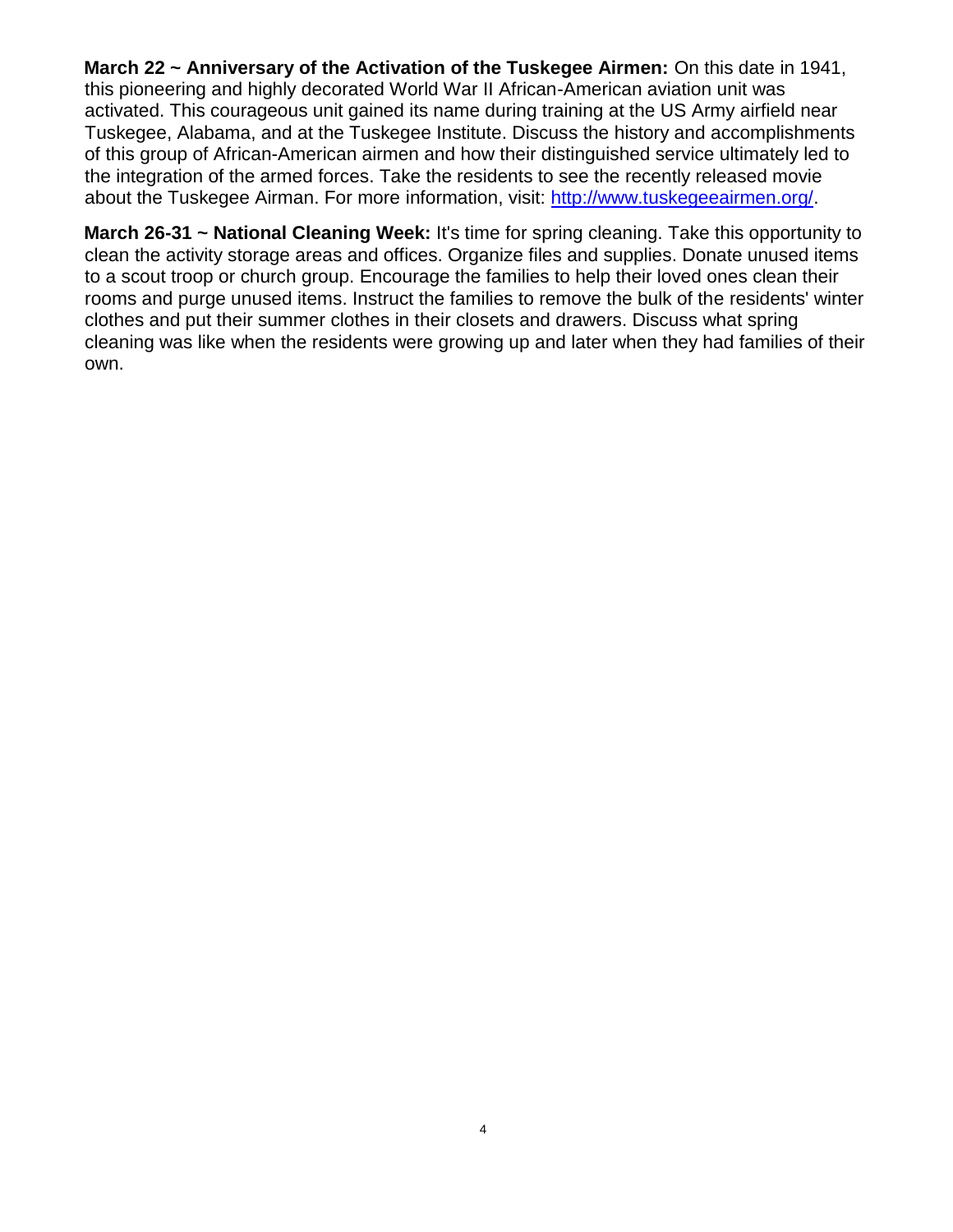**March 22 ~ Anniversary of the Activation of the Tuskegee Airmen:** On this date in 1941, this pioneering and highly decorated World War II African-American aviation unit was activated. This courageous unit gained its name during training at the US Army airfield near Tuskegee, Alabama, and at the Tuskegee Institute. Discuss the history and accomplishments of this group of African-American airmen and how their distinguished service ultimately led to the integration of the armed forces. Take the residents to see the recently released movie about the Tuskegee Airman. For more information, visit: [http://www.tuskegeeairmen.org/](http://www.tuskegeeairmen.org/).

**March 26-31 ~ National Cleaning Week:** It's time for spring cleaning. Take this opportunity to clean the activity storage areas and offices. Organize files and supplies. Donate unused items to a scout troop or church group. Encourage the families to help their loved ones clean their rooms and purge unused items. Instruct the families to remove the bulk of the residents' winter clothes and put their summer clothes in their closets and drawers. Discuss what spring cleaning was like when the residents were growing up and later when they had families of their own.